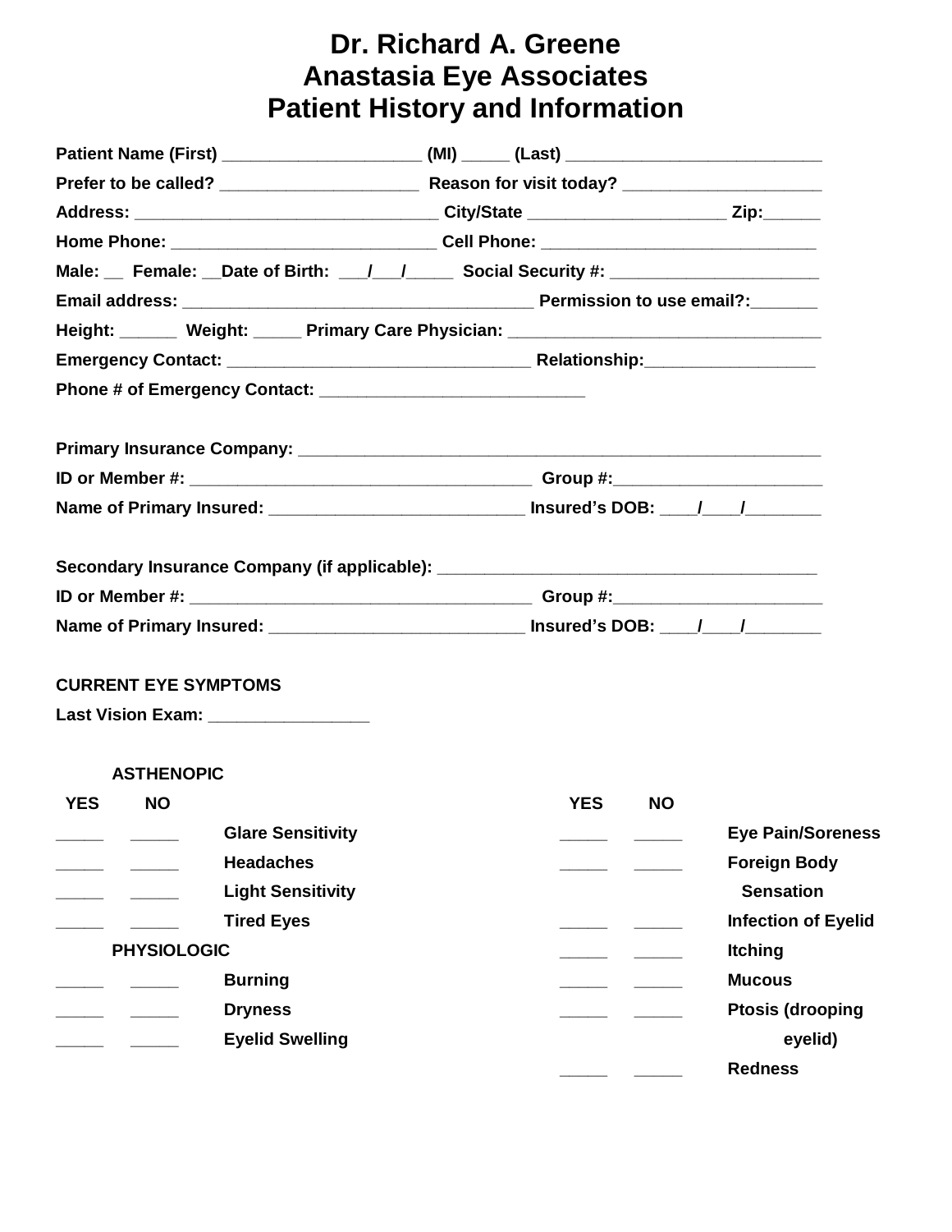# Dr. Richard A. Greene
# Anastasia Eye Associates
# Patient History and Information

**Patient Name (First)** ____________________ **(MI)** _____ **(Last)** __________________________

**Prefer to be called?** ____________________ **Reason for visit today?** ____________________

**Address:** _______________________________ **City/State** ____________________ **Zip:**______

**Home Phone:** ___________________________ **Cell Phone:** ____________________________

**Male:** __ **Female:** __**Date of Birth:** ___/___/_____ **Social Security #:** ______________________

**Email address:** ___________________________________ **Permission to use email?:**_______

**Height:** ______ **Weight:** _____ **Primary Care Physician:** ________________________________

**Emergency Contact:** _______________________________ **Relationship:**_________________

**Phone # of Emergency Contact:** ___________________________

**Primary Insurance Company:** _______________________________________________________

**ID or Member #:** ___________________________________ **Group #:**_____________________

**Name of Primary Insured:** __________________________ **Insured's DOB:** ____/____/________

**Secondary Insurance Company (if applicable):** _______________________________________

**ID or Member #:** ___________________________________ **Group #:**_____________________

**Name of Primary Insured:** __________________________ **Insured's DOB:** ____/____/________

**CURRENT EYE SYMPTOMS**

**Last Vision Exam:** ________________

| YES | NO | | YES | NO | |
|---|---|---|---|---|---|
| | | **ASTHENOPIC** | | | |
| _____ | _____ | **Glare Sensitivity** | _____ | _____ | **Eye Pain/Soreness** |
| _____ | _____ | **Headaches** | _____ | _____ | **Foreign Body Sensation** |
| _____ | _____ | **Light Sensitivity** | _____ | _____ | **Infection of Eyelid** |
| _____ | _____ | **Tired Eyes** | _____ | _____ | **Itching** |
| | | **PHYSIOLOGIC** | _____ | _____ | **Mucous** |
| _____ | _____ | **Burning** | _____ | _____ | **Ptosis (drooping eyelid)** |
| _____ | _____ | **Dryness** | _____ | _____ | **Redness** |
| _____ | _____ | **Eyelid Swelling** | | | |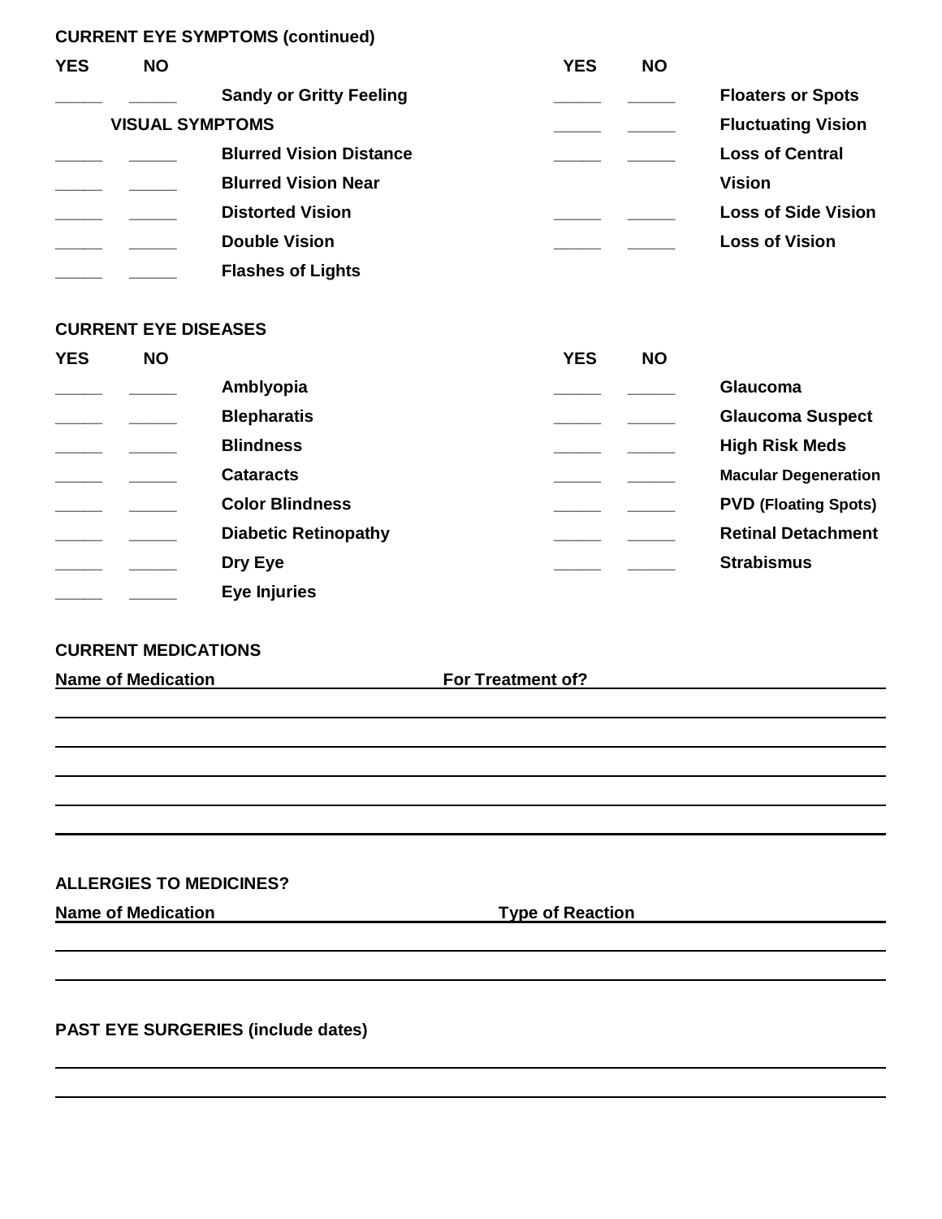## CURRENT EYE SYMPTOMS (continued)

| YES | NO | | YES | NO | |
|---|---|---|---|---|---|
| _____ | _____ | **Sandy or Gritty Feeling** | _____ | _____ | **Floaters or Spots** |
| | | **VISUAL SYMPTOMS** | _____ | _____ | **Fluctuating Vision** |
| _____ | _____ | **Blurred Vision Distance** | _____ | _____ | **Loss of Central Vision** |
| _____ | _____ | **Blurred Vision Near** | | | |
| _____ | _____ | **Distorted Vision** | _____ | _____ | **Loss of Side Vision** |
| _____ | _____ | **Double Vision** | _____ | _____ | **Loss of Vision** |
| _____ | _____ | **Flashes of Lights** | | | |

## CURRENT EYE DISEASES

| YES | NO | | YES | NO | |
|---|---|---|---|---|---|
| _____ | _____ | **Amblyopia** | _____ | _____ | **Glaucoma** |
| _____ | _____ | **Blepharatis** | _____ | _____ | **Glaucoma Suspect** |
| _____ | _____ | **Blindness** | _____ | _____ | **High Risk Meds** |
| _____ | _____ | **Cataracts** | _____ | _____ | **Macular Degeneration** |
| _____ | _____ | **Color Blindness** | _____ | _____ | **PVD (Floating Spots)** |
| _____ | _____ | **Diabetic Retinopathy** | _____ | _____ | **Retinal Detachment** |
| _____ | _____ | **Dry Eye** | _____ | _____ | **Strabismus** |
| _____ | _____ | **Eye Injuries** | | | |

## CURRENT MEDICATIONS

| Name of Medication | For Treatment of? |
|---|---|
| | |
| | |
| | |
| | |
| | |

## ALLERGIES TO MEDICINES?

| Name of Medication | Type of Reaction |
|---|---|
| | |
| | |

## PAST EYE SURGERIES (include dates)

_______________________________________________

_______________________________________________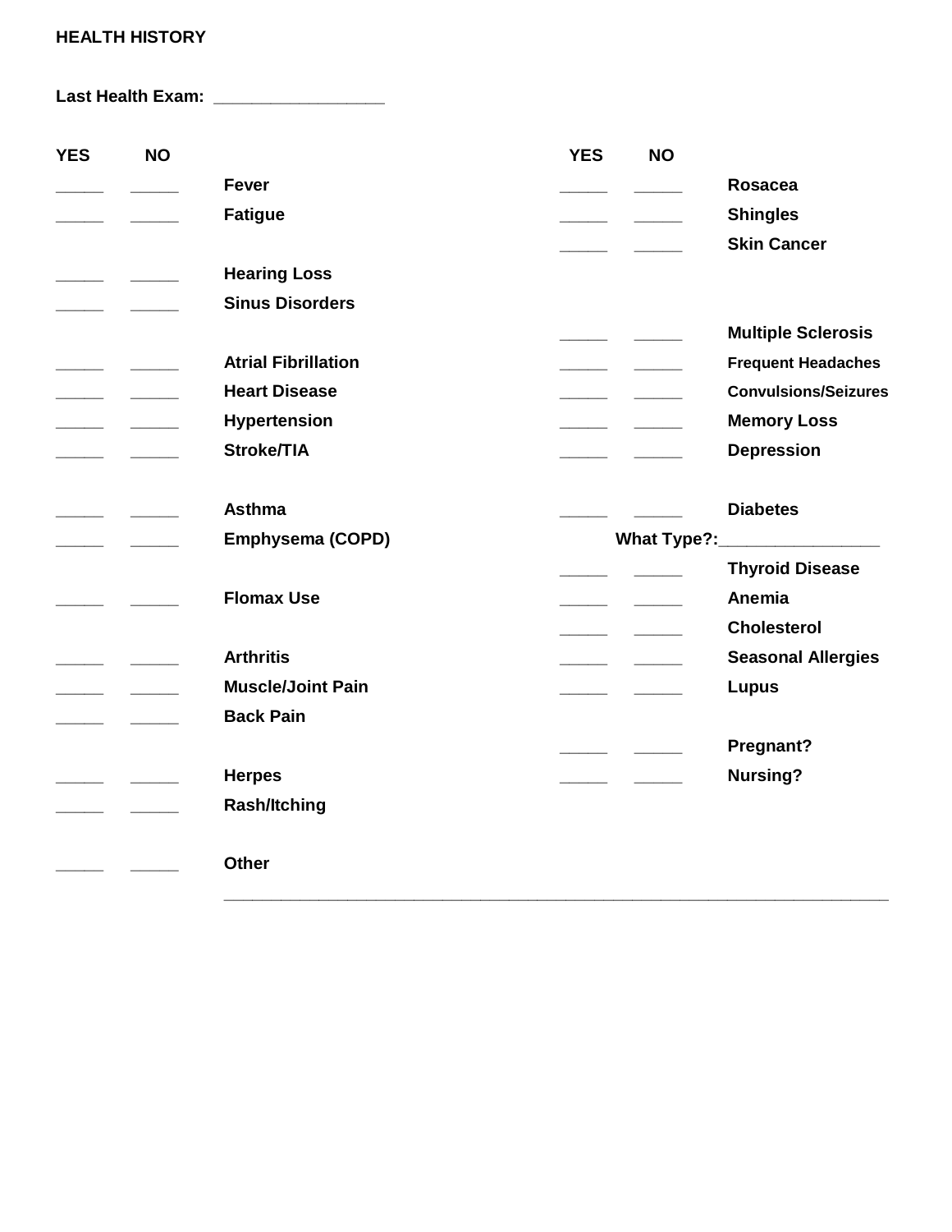**HEALTH HISTORY**

**Last Health Exam:** _________________

| YES | NO | | YES | NO | |
|---|---|---|---|---|---|
| _____ | _____ | **Fever** | _____ | _____ | **Rosacea** |
| _____ | _____ | **Fatigue** | _____ | _____ | **Shingles** |
| | | | _____ | _____ | **Skin Cancer** |
| _____ | _____ | **Hearing Loss** | | | |
| _____ | _____ | **Sinus Disorders** | | | |
| | | | _____ | _____ | **Multiple Sclerosis** |
| _____ | _____ | **Atrial Fibrillation** | _____ | _____ | **Frequent Headaches** |
| _____ | _____ | **Heart Disease** | _____ | _____ | **Convulsions/Seizures** |
| _____ | _____ | **Hypertension** | _____ | _____ | **Memory Loss** |
| _____ | _____ | **Stroke/TIA** | _____ | _____ | **Depression** |
| _____ | _____ | **Asthma** | _____ | _____ | **Diabetes** |
| _____ | _____ | **Emphysema (COPD)** | | **What Type?:**________________ | |
| | | | _____ | _____ | **Thyroid Disease** |
| _____ | _____ | **Flomax Use** | _____ | _____ | **Anemia** |
| | | | _____ | _____ | **Cholesterol** |
| _____ | _____ | **Arthritis** | _____ | _____ | **Seasonal Allergies** |
| _____ | _____ | **Muscle/Joint Pain** | _____ | _____ | **Lupus** |
| _____ | _____ | **Back Pain** | | | |
| | | | _____ | _____ | **Pregnant?** |
| _____ | _____ | **Herpes** | _____ | _____ | **Nursing?** |
| _____ | _____ | **Rash/Itching** | | | |
| _____ | _____ | **Other** | | | |

______________________________________________________________________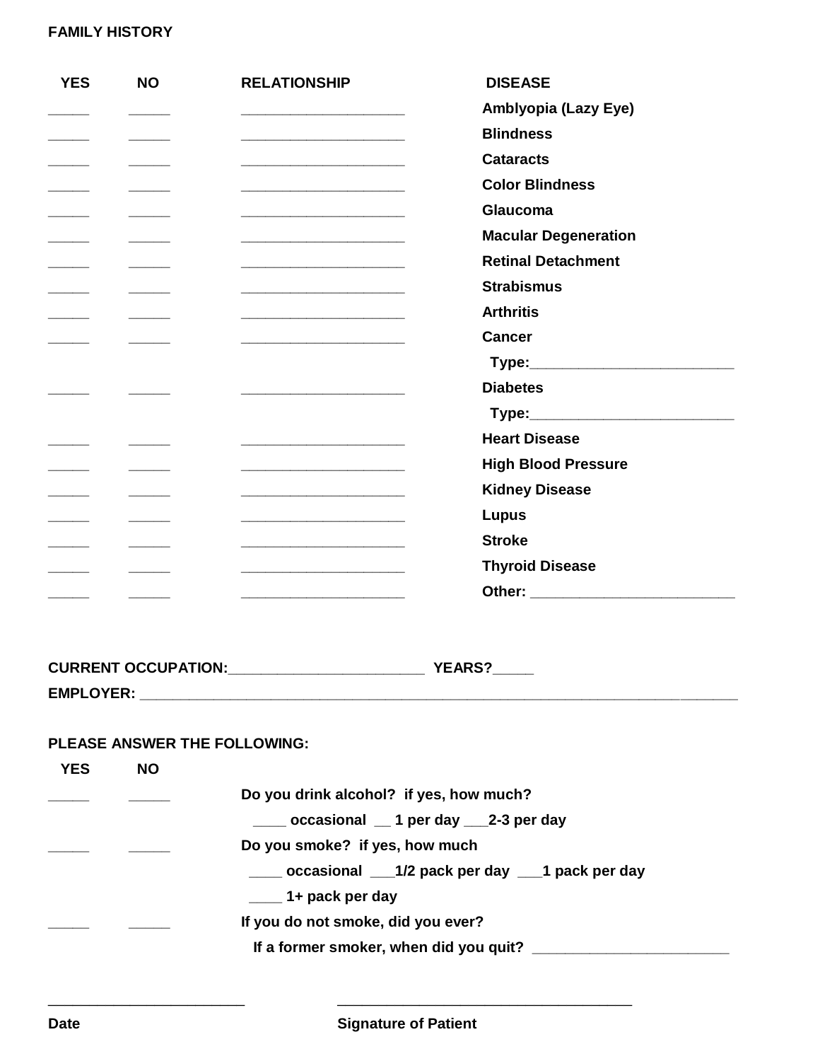**FAMILY HISTORY**

| YES | NO | RELATIONSHIP | DISEASE |
|---|---|---|---|
| _____ | _____ | ____________________ | Amblyopia (Lazy Eye) |
| _____ | _____ | ____________________ | Blindness |
| _____ | _____ | ____________________ | Cataracts |
| _____ | _____ | ____________________ | Color Blindness |
| _____ | _____ | ____________________ | Glaucoma |
| _____ | _____ | ____________________ | Macular Degeneration |
| _____ | _____ | ____________________ | Retinal Detachment |
| _____ | _____ | ____________________ | Strabismus |
| _____ | _____ | ____________________ | Arthritis |
| _____ | _____ | ____________________ | Cancer |
| | | | Type:________________________ |
| _____ | _____ | ____________________ | Diabetes |
| | | | Type:________________________ |
| _____ | _____ | ____________________ | Heart Disease |
| _____ | _____ | ____________________ | High Blood Pressure |
| _____ | _____ | ____________________ | Kidney Disease |
| _____ | _____ | ____________________ | Lupus |
| _____ | _____ | ____________________ | Stroke |
| _____ | _____ | ____________________ | Thyroid Disease |
| _____ | _____ | ____________________ | Other: ________________________ |

**CURRENT OCCUPATION:**________________________ **YEARS?**_____

**EMPLOYER:** ________________________________________________________________________

**PLEASE ANSWER THE FOLLOWING:**

| YES | NO | |
|---|---|---|
| _____ | _____ | Do you drink alcohol? if yes, how much? |
| | | ____ occasional __ 1 per day ___2-3 per day |
| _____ | _____ | Do you smoke? if yes, how much |
| | | ____ occasional ___1/2 pack per day ___1 pack per day |
| | | ____ 1+ pack per day |
| _____ | _____ | If you do not smoke, did you ever? |
| | | If a former smoker, when did you quit? ________________________ |

________________________ ____________________________________

**Date** **Signature of Patient**